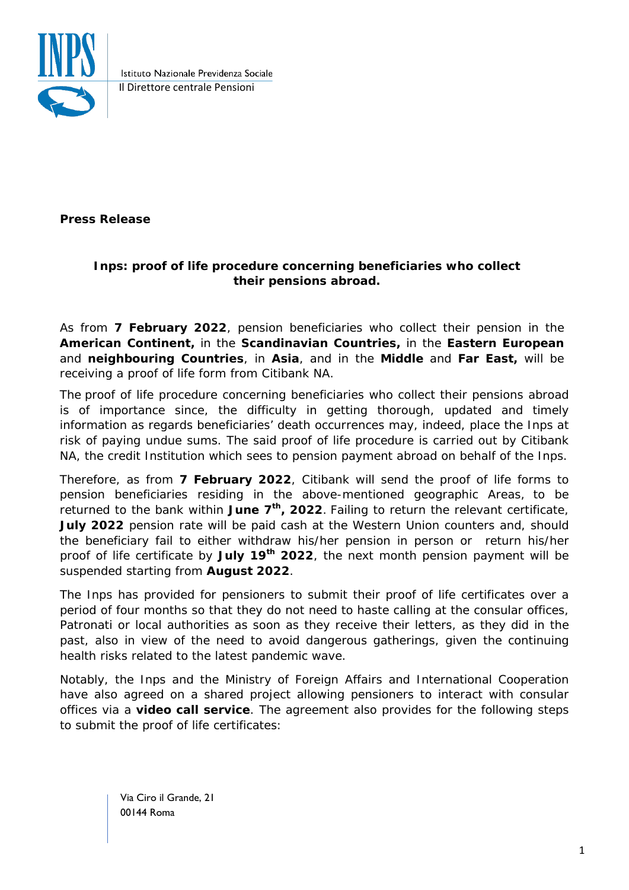Istituto Nazionale Previdenza Sociale
Il Direttore centrale Pensioni

**Press Release**

**Inps: proof of life procedure concerning beneficiaries who collect their pensions abroad.**

As from **7 February 2022**, pension beneficiaries who collect their pension in the **American Continent,** in the **Scandinavian Countries,** in the **Eastern European** and **neighbouring Countries**, in **Asia**, and in the **Middle** and **Far East,** will be receiving a proof of life form from Citibank NA.

The proof of life procedure concerning beneficiaries who collect their pensions abroad is of importance since, the difficulty in getting thorough, updated and timely information as regards beneficiaries' death occurrences may, indeed, place the Inps at risk of paying undue sums. The said proof of life procedure is carried out by Citibank NA, the credit Institution which sees to pension payment abroad on behalf of the Inps.

Therefore, as from **7 February 2022**, Citibank will send the proof of life forms to pension beneficiaries residing in the above-mentioned geographic Areas, to be returned to the bank within **June 7th, 2022**. Failing to return the relevant certificate, **July 2022** pension rate will be paid cash at the Western Union counters and, should the beneficiary fail to either withdraw his/her pension in person or return his/her proof of life certificate by **July 19th 2022**, the next month pension payment will be suspended starting from **August 2022**.

The Inps has provided for pensioners to submit their proof of life certificates over a period of four months so that they do not need to haste calling at the consular offices, Patronati or local authorities as soon as they receive their letters, as they did in the past, also in view of the need to avoid dangerous gatherings, given the continuing health risks related to the latest pandemic wave.

Notably, the Inps and the Ministry of Foreign Affairs and International Cooperation have also agreed on a shared project allowing pensioners to interact with consular offices via a **video call service**. The agreement also provides for the following steps to submit the proof of life certificates:

Via Ciro il Grande, 21
00144 Roma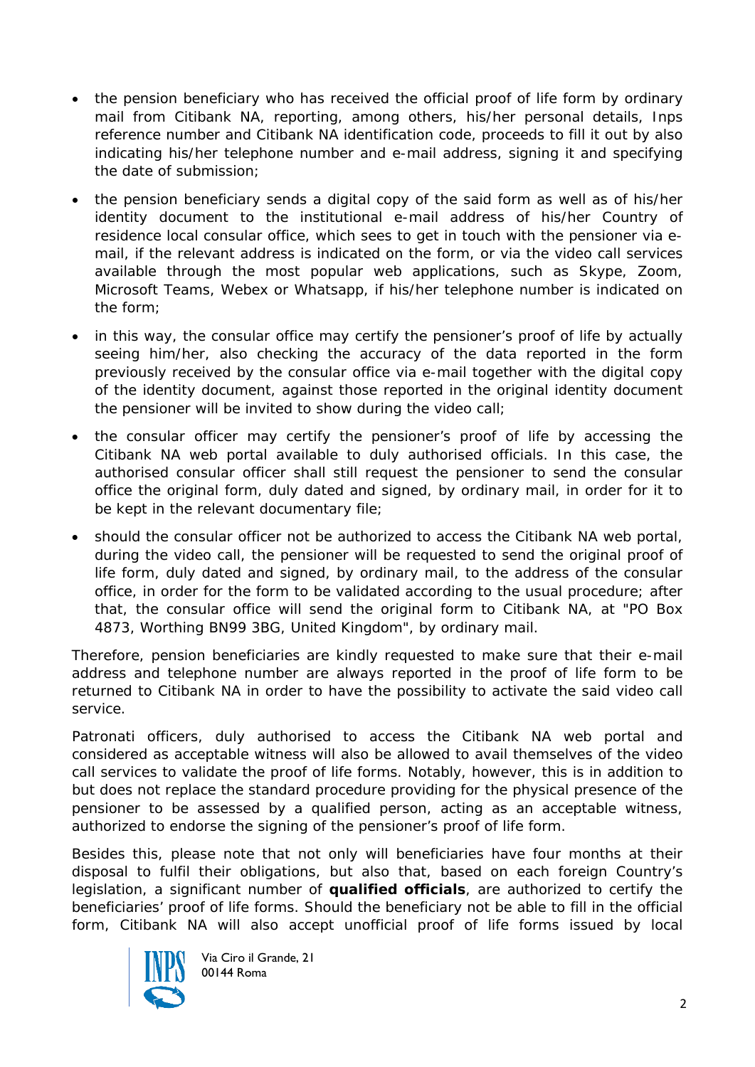- the pension beneficiary who has received the official proof of life form by ordinary mail from Citibank NA, reporting, among others, his/her personal details, Inps reference number and Citibank NA identification code, proceeds to fill it out by also indicating his/her telephone number and e-mail address, signing it and specifying the date of submission;
- the pension beneficiary sends a digital copy of the said form as well as of his/her identity document to the institutional e-mail address of his/her Country of residence local consular office, which sees to get in touch with the pensioner via e-mail, if the relevant address is indicated on the form, or via the video call services available through the most popular web applications, such as Skype, Zoom, Microsoft Teams, Webex or Whatsapp, if his/her telephone number is indicated on the form;
- in this way, the consular office may certify the pensioner's proof of life by actually seeing him/her, also checking the accuracy of the data reported in the form previously received by the consular office via e-mail together with the digital copy of the identity document, against those reported in the original identity document the pensioner will be invited to show during the video call;
- the consular officer may certify the pensioner's proof of life by accessing the Citibank NA web portal available to duly authorised officials. In this case, the authorised consular officer shall still request the pensioner to send the consular office the original form, duly dated and signed, by ordinary mail, in order for it to be kept in the relevant documentary file;
- should the consular officer not be authorized to access the Citibank NA web portal, during the video call, the pensioner will be requested to send the original proof of life form, duly dated and signed, by ordinary mail, to the address of the consular office, in order for the form to be validated according to the usual procedure; after that, the consular office will send the original form to Citibank NA, at "PO Box 4873, Worthing BN99 3BG, United Kingdom", by ordinary mail.

Therefore, pension beneficiaries are kindly requested to make sure that their e-mail address and telephone number are always reported in the proof of life form to be returned to Citibank NA in order to have the possibility to activate the said video call service.

Patronati officers, duly authorised to access the Citibank NA web portal and considered as acceptable witness will also be allowed to avail themselves of the video call services to validate the proof of life forms. Notably, however, this is in addition to but does not replace the standard procedure providing for the physical presence of the pensioner to be assessed by a qualified person, acting as an acceptable witness, authorized to endorse the signing of the pensioner's proof of life form.

Besides this, please note that not only will beneficiaries have four months at their disposal to fulfil their obligations, but also that, based on each foreign Country's legislation, a significant number of **qualified officials**, are authorized to certify the beneficiaries' proof of life forms. Should the beneficiary not be able to fill in the official form, Citibank NA will also accept unofficial proof of life forms issued by local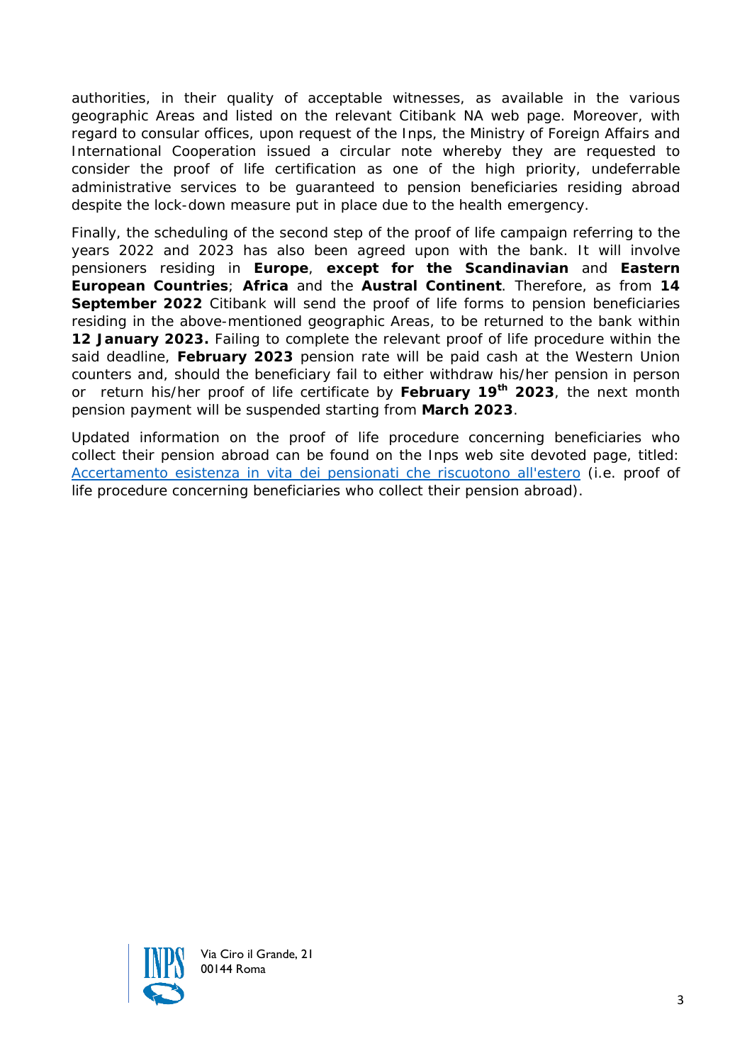authorities, in their quality of acceptable witnesses, as available in the various geographic Areas and listed on the relevant Citibank NA web page. Moreover, with regard to consular offices, upon request of the Inps, the Ministry of Foreign Affairs and International Cooperation issued a circular note whereby they are requested to consider the proof of life certification as one of the high priority, undeferrable administrative services to be guaranteed to pension beneficiaries residing abroad despite the lock-down measure put in place due to the health emergency.

Finally, the scheduling of the second step of the proof of life campaign referring to the years 2022 and 2023 has also been agreed upon with the bank. It will involve pensioners residing in **Europe**, **except for the Scandinavian** and **Eastern European Countries**; **Africa** and the **Austral Continent**. Therefore, as from **14 September 2022** Citibank will send the proof of life forms to pension beneficiaries residing in the above-mentioned geographic Areas, to be returned to the bank within **12 January 2023.** Failing to complete the relevant proof of life procedure within the said deadline, **February 2023** pension rate will be paid cash at the Western Union counters and, should the beneficiary fail to either withdraw his/her pension in person or return his/her proof of life certificate by **February 19th 2023**, the next month pension payment will be suspended starting from **March 2023**.

Updated information on the proof of life procedure concerning beneficiaries who collect their pension abroad can be found on the Inps web site devoted page, titled: Accertamento esistenza in vita dei pensionati che riscuotono all'estero (i.e. proof of life procedure concerning beneficiaries who collect their pension abroad).

Via Ciro il Grande, 21
00144 Roma